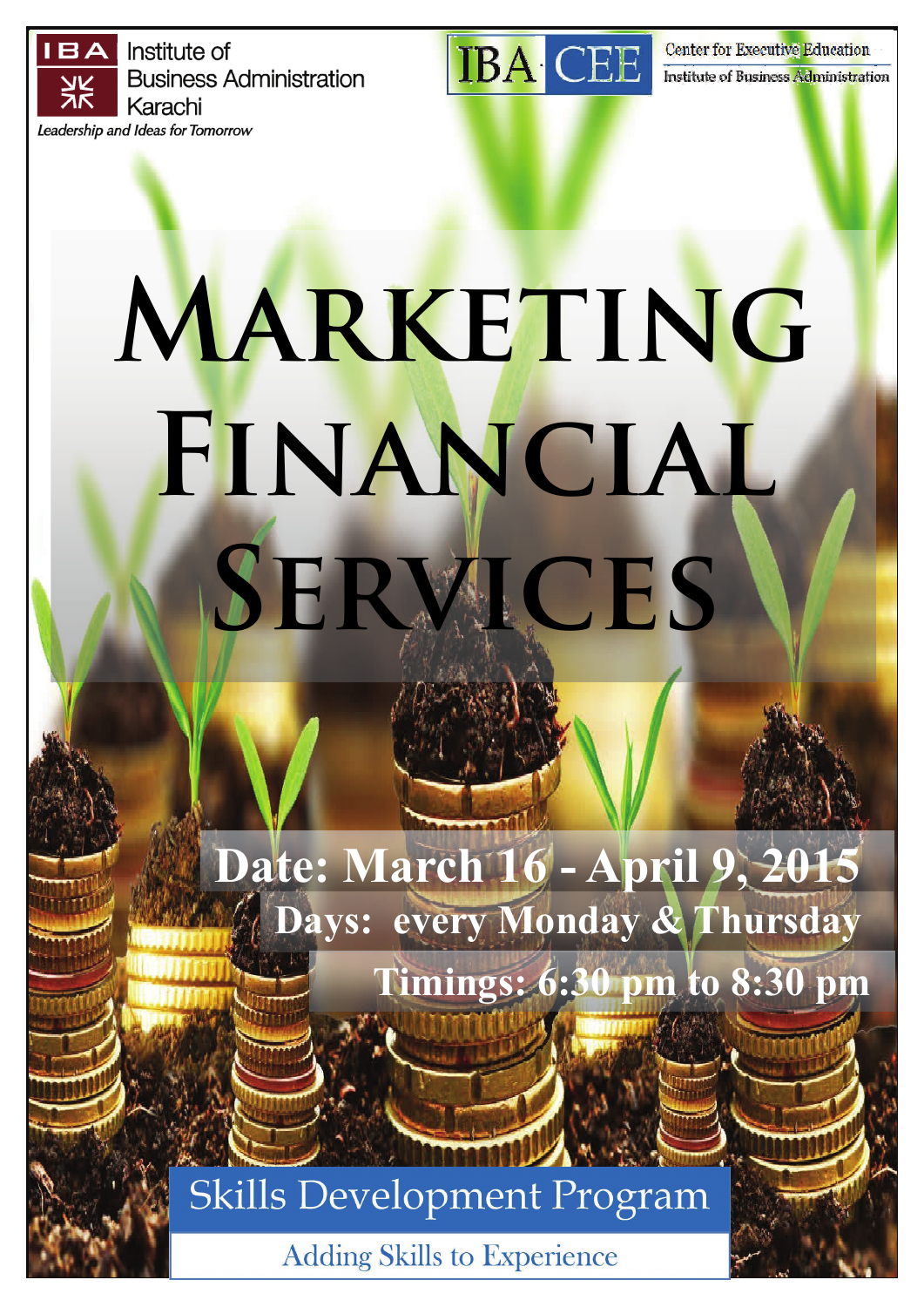IBA Institute of Business Administration Karachi

*Leadership and Ideas for Tomorrow*

IBA CEE Center for Executive Education Institute of Business Administration

# Marketing Financial Services

**Date: March 16 - April 9, 2015**

**Days: every Monday & Thursday**

**Timings: 6:30 pm to 8:30 pm**

## Skills Development Program

Adding Skills to Experience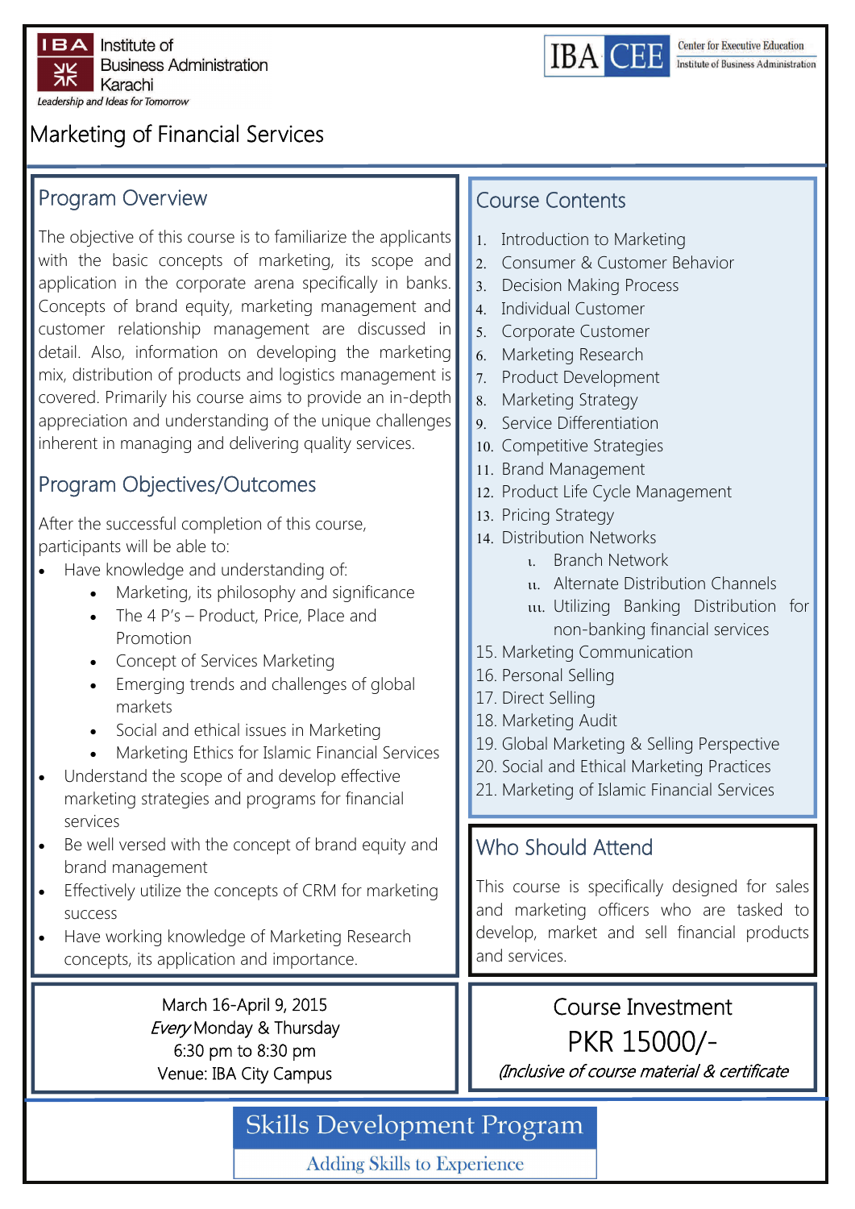IBA Institute of Business Administration Karachi

*Leadership and Ideas for Tomorrow*

IBA CEE Center for Executive Education, Institute of Business Administration

# Marketing of Financial Services

## Program Overview

The objective of this course is to familiarize the applicants with the basic concepts of marketing, its scope and application in the corporate arena specifically in banks. Concepts of brand equity, marketing management and customer relationship management are discussed in detail. Also, information on developing the marketing mix, distribution of products and logistics management is covered. Primarily his course aims to provide an in-depth appreciation and understanding of the unique challenges inherent in managing and delivering quality services.

## Program Objectives/Outcomes

After the successful completion of this course, participants will be able to:

- Have knowledge and understanding of:
  - Marketing, its philosophy and significance
  - The 4 P's – Product, Price, Place and Promotion
  - Concept of Services Marketing
  - Emerging trends and challenges of global markets
  - Social and ethical issues in Marketing
  - Marketing Ethics for Islamic Financial Services
- Understand the scope of and develop effective marketing strategies and programs for financial services
- Be well versed with the concept of brand equity and brand management
- Effectively utilize the concepts of CRM for marketing success
- Have working knowledge of Marketing Research concepts, its application and importance.

March 16-April 9, 2015
*Every* Monday & Thursday
6:30 pm to 8:30 pm
Venue: IBA City Campus

## Course Contents

1. Introduction to Marketing
2. Consumer & Customer Behavior
3. Decision Making Process
4. Individual Customer
5. Corporate Customer
6. Marketing Research
7. Product Development
8. Marketing Strategy
9. Service Differentiation
10. Competitive Strategies
11. Brand Management
12. Product Life Cycle Management
13. Pricing Strategy
14. Distribution Networks
    i. Branch Network
    ii. Alternate Distribution Channels
    iii. Utilizing Banking Distribution for non-banking financial services
15. Marketing Communication
16. Personal Selling
17. Direct Selling
18. Marketing Audit
19. Global Marketing & Selling Perspective
20. Social and Ethical Marketing Practices
21. Marketing of Islamic Financial Services

## Who Should Attend

This course is specifically designed for sales and marketing officers who are tasked to develop, market and sell financial products and services.

## Course Investment

PKR 15000/-

*(Inclusive of course material & certificate*

**Skills Development Program**

Adding Skills to Experience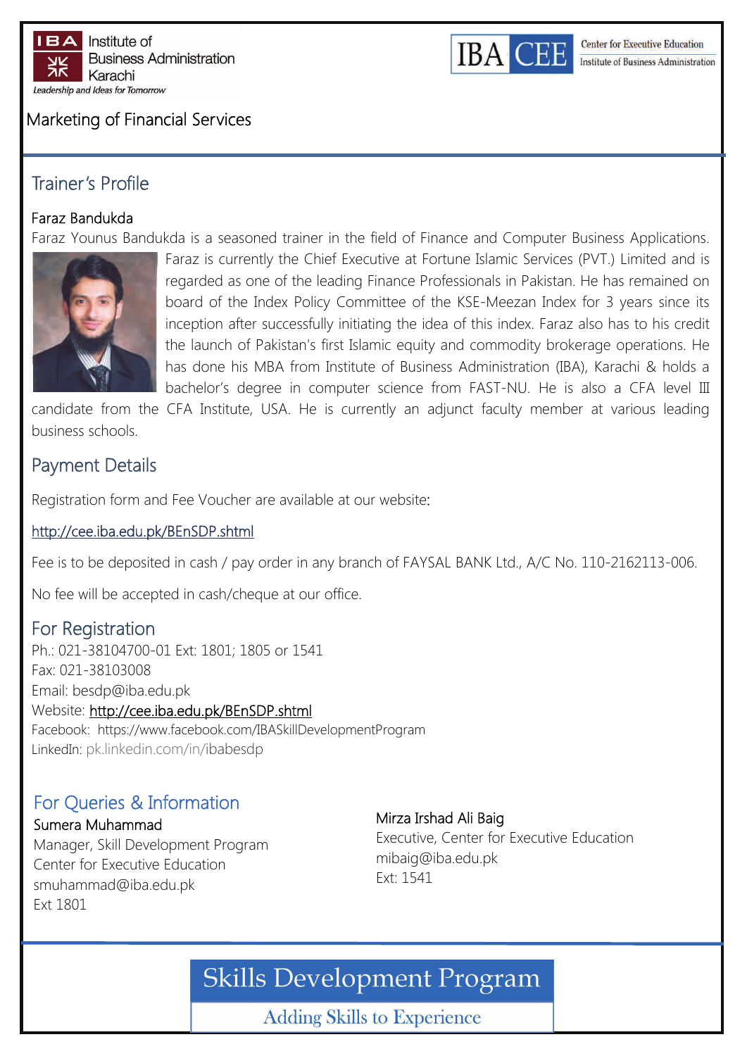Marketing of Financial Services

## Trainer's Profile

Faraz Bandukda

Faraz Younus Bandukda is a seasoned trainer in the field of Finance and Computer Business Applications. Faraz is currently the Chief Executive at Fortune Islamic Services (PVT.) Limited and is regarded as one of the leading Finance Professionals in Pakistan. He has remained on board of the Index Policy Committee of the KSE-Meezan Index for 3 years since its inception after successfully initiating the idea of this index. Faraz also has to his credit the launch of Pakistan's first Islamic equity and commodity brokerage operations. He has done his MBA from Institute of Business Administration (IBA), Karachi & holds a bachelor's degree in computer science from FAST-NU. He is also a CFA level III candidate from the CFA Institute, USA. He is currently an adjunct faculty member at various leading business schools.

## Payment Details

Registration form and Fee Voucher are available at our website:

http://cee.iba.edu.pk/BEnSDP.shtml

Fee is to be deposited in cash / pay order in any branch of FAYSAL BANK Ltd., A/C No. 110-2162113-006.

No fee will be accepted in cash/cheque at our office.

## For Registration

Ph.: 021-38104700-01 Ext: 1801; 1805 or 1541
Fax: 021-38103008
Email: besdp@iba.edu.pk
Website: http://cee.iba.edu.pk/BEnSDP.shtml
Facebook: https://www.facebook.com/IBASkillDevelopmentProgram
LinkedIn: pk.linkedin.com/in/ibabesdp

## For Queries & Information

Sumera Muhammad
Manager, Skill Development Program
Center for Executive Education
smuhammad@iba.edu.pk
Ext 1801

Mirza Irshad Ali Baig
Executive, Center for Executive Education
mibaig@iba.edu.pk
Ext: 1541

Skills Development Program

Adding Skills to Experience